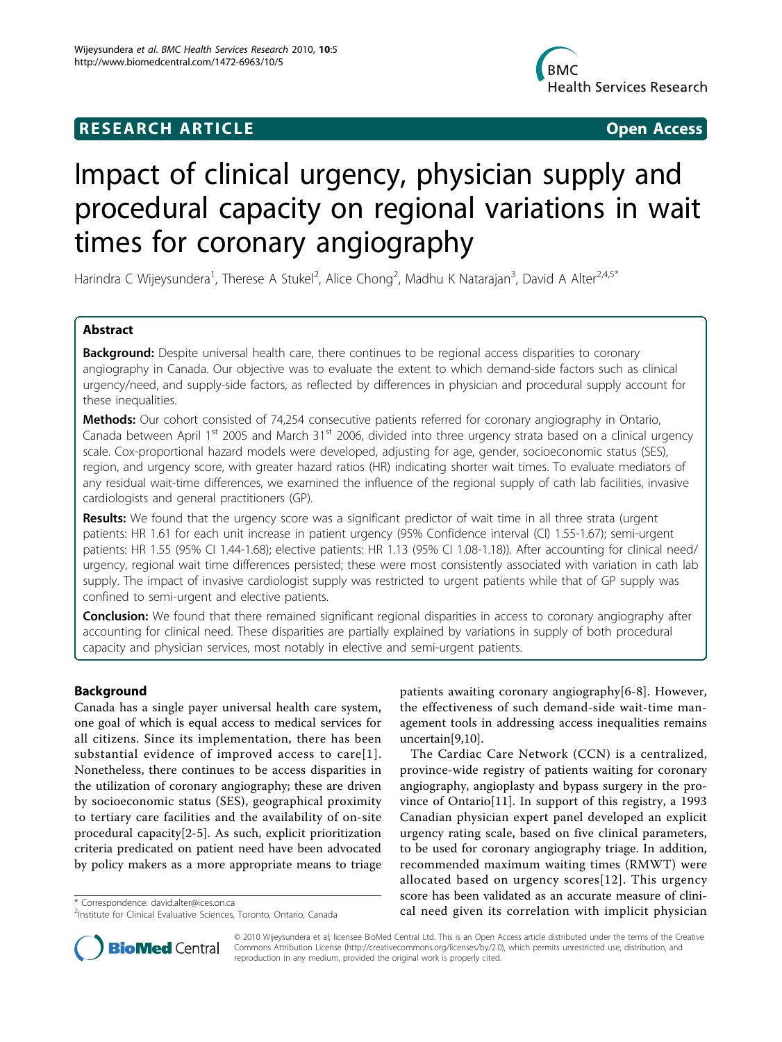**RESEARCH ARTICLE** **Open Access**

# Impact of clinical urgency, physician supply and procedural capacity on regional variations in wait times for coronary angiography

Harindra C Wijeysundera[1], Therese A Stukel[2], Alice Chong[2], Madhu K Natarajan[3], David A Alter[2,4,5*]

## Abstract

**Background:** Despite universal health care, there continues to be regional access disparities to coronary angiography in Canada. Our objective was to evaluate the extent to which demand-side factors such as clinical urgency/need, and supply-side factors, as reflected by differences in physician and procedural supply account for these inequalities.

**Methods:** Our cohort consisted of 74,254 consecutive patients referred for coronary angiography in Ontario, Canada between April 1st 2005 and March 31st 2006, divided into three urgency strata based on a clinical urgency scale. Cox-proportional hazard models were developed, adjusting for age, gender, socioeconomic status (SES), region, and urgency score, with greater hazard ratios (HR) indicating shorter wait times. To evaluate mediators of any residual wait-time differences, we examined the influence of the regional supply of cath lab facilities, invasive cardiologists and general practitioners (GP).

**Results:** We found that the urgency score was a significant predictor of wait time in all three strata (urgent patients: HR 1.61 for each unit increase in patient urgency (95% Confidence interval (CI) 1.55-1.67); semi-urgent patients: HR 1.55 (95% CI 1.44-1.68); elective patients: HR 1.13 (95% CI 1.08-1.18)). After accounting for clinical need/urgency, regional wait time differences persisted; these were most consistently associated with variation in cath lab supply. The impact of invasive cardiologist supply was restricted to urgent patients while that of GP supply was confined to semi-urgent and elective patients.

**Conclusion:** We found that there remained significant regional disparities in access to coronary angiography after accounting for clinical need. These disparities are partially explained by variations in supply of both procedural capacity and physician services, most notably in elective and semi-urgent patients.

## Background

Canada has a single payer universal health care system, one goal of which is equal access to medical services for all citizens. Since its implementation, there has been substantial evidence of improved access to care[1]. Nonetheless, there continues to be access disparities in the utilization of coronary angiography; these are driven by socioeconomic status (SES), geographical proximity to tertiary care facilities and the availability of on-site procedural capacity[2-5]. As such, explicit prioritization criteria predicated on patient need have been advocated by policy makers as a more appropriate means to triage patients awaiting coronary angiography[6-8]. However, the effectiveness of such demand-side wait-time management tools in addressing access inequalities remains uncertain[9,10].

The Cardiac Care Network (CCN) is a centralized, province-wide registry of patients waiting for coronary angiography, angioplasty and bypass surgery in the province of Ontario[11]. In support of this registry, a 1993 Canadian physician expert panel developed an explicit urgency rating scale, based on five clinical parameters, to be used for coronary angiography triage. In addition, recommended maximum waiting times (RMWT) were allocated based on urgency scores[12]. This urgency score has been validated as an accurate measure of clinical need given its correlation with implicit physician

\* Correspondence: david.alter@ices.on.ca
[2]Institute for Clinical Evaluative Sciences, Toronto, Ontario, Canada

© 2010 Wijeysundera et al; licensee BioMed Central Ltd. This is an Open Access article distributed under the terms of the Creative Commons Attribution License (http://creativecommons.org/licenses/by/2.0), which permits unrestricted use, distribution, and reproduction in any medium, provided the original work is properly cited.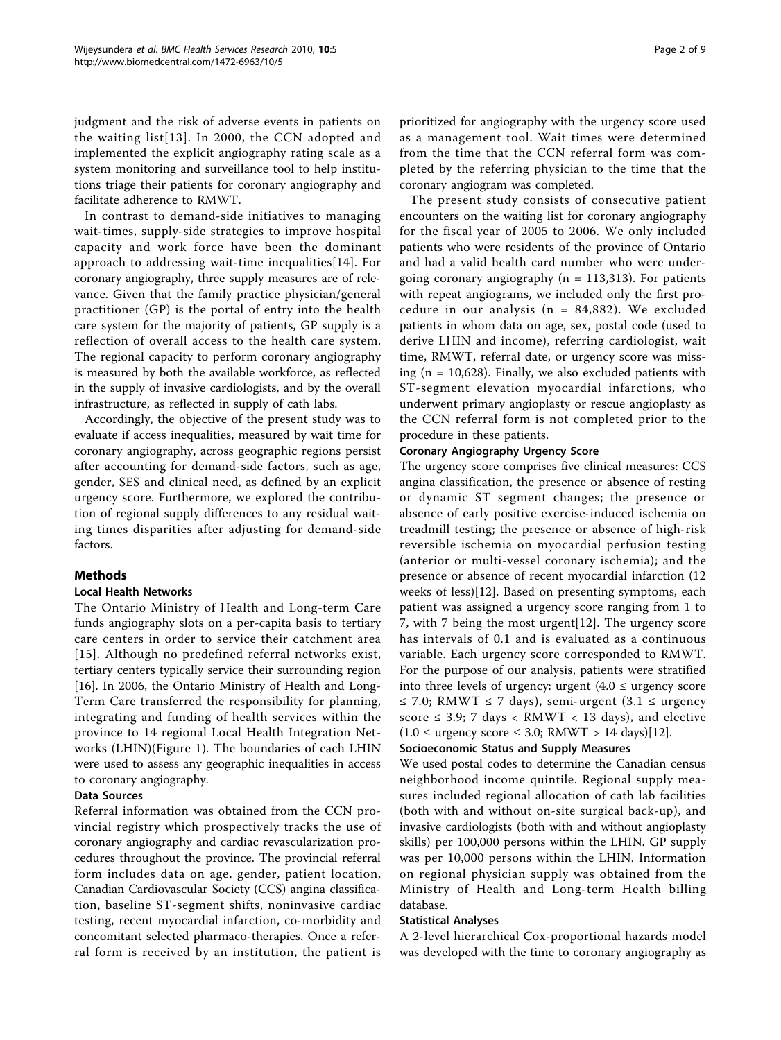judgment and the risk of adverse events in patients on the waiting list[13]. In 2000, the CCN adopted and implemented the explicit angiography rating scale as a system monitoring and surveillance tool to help institutions triage their patients for coronary angiography and facilitate adherence to RMWT.

In contrast to demand-side initiatives to managing wait-times, supply-side strategies to improve hospital capacity and work force have been the dominant approach to addressing wait-time inequalities[14]. For coronary angiography, three supply measures are of relevance. Given that the family practice physician/general practitioner (GP) is the portal of entry into the health care system for the majority of patients, GP supply is a reflection of overall access to the health care system. The regional capacity to perform coronary angiography is measured by both the available workforce, as reflected in the supply of invasive cardiologists, and by the overall infrastructure, as reflected in supply of cath labs.

Accordingly, the objective of the present study was to evaluate if access inequalities, measured by wait time for coronary angiography, across geographic regions persist after accounting for demand-side factors, such as age, gender, SES and clinical need, as defined by an explicit urgency score. Furthermore, we explored the contribution of regional supply differences to any residual waiting times disparities after adjusting for demand-side factors.

## Methods

### Local Health Networks

The Ontario Ministry of Health and Long-term Care funds angiography slots on a per-capita basis to tertiary care centers in order to service their catchment area [15]. Although no predefined referral networks exist, tertiary centers typically service their surrounding region [16]. In 2006, the Ontario Ministry of Health and Long-Term Care transferred the responsibility for planning, integrating and funding of health services within the province to 14 regional Local Health Integration Networks (LHIN)(Figure 1). The boundaries of each LHIN were used to assess any geographic inequalities in access to coronary angiography.

### Data Sources

Referral information was obtained from the CCN provincial registry which prospectively tracks the use of coronary angiography and cardiac revascularization procedures throughout the province. The provincial referral form includes data on age, gender, patient location, Canadian Cardiovascular Society (CCS) angina classification, baseline ST-segment shifts, noninvasive cardiac testing, recent myocardial infarction, co-morbidity and concomitant selected pharmaco-therapies. Once a referral form is received by an institution, the patient is prioritized for angiography with the urgency score used as a management tool. Wait times were determined from the time that the CCN referral form was completed by the referring physician to the time that the coronary angiogram was completed.

The present study consists of consecutive patient encounters on the waiting list for coronary angiography for the fiscal year of 2005 to 2006. We only included patients who were residents of the province of Ontario and had a valid health card number who were undergoing coronary angiography (n = 113,313). For patients with repeat angiograms, we included only the first procedure in our analysis (n = 84,882). We excluded patients in whom data on age, sex, postal code (used to derive LHIN and income), referring cardiologist, wait time, RMWT, referral date, or urgency score was missing (n = 10,628). Finally, we also excluded patients with ST-segment elevation myocardial infarctions, who underwent primary angioplasty or rescue angioplasty as the CCN referral form is not completed prior to the procedure in these patients.

### Coronary Angiography Urgency Score

The urgency score comprises five clinical measures: CCS angina classification, the presence or absence of resting or dynamic ST segment changes; the presence or absence of early positive exercise-induced ischemia on treadmill testing; the presence or absence of high-risk reversible ischemia on myocardial perfusion testing (anterior or multi-vessel coronary ischemia); and the presence or absence of recent myocardial infarction (12 weeks of less)[12]. Based on presenting symptoms, each patient was assigned a urgency score ranging from 1 to 7, with 7 being the most urgent[12]. The urgency score has intervals of 0.1 and is evaluated as a continuous variable. Each urgency score corresponded to RMWT. For the purpose of our analysis, patients were stratified into three levels of urgency: urgent ($4.0 \leq$ urgency score $\leq 7.0$; RMWT $\leq 7$ days), semi-urgent ($3.1 \leq$ urgency score $\leq 3.9$; 7 days < RMWT < 13 days), and elective ($1.0 \leq$ urgency score $\leq 3.0$; RMWT > 14 days)[12].

### Socioeconomic Status and Supply Measures

We used postal codes to determine the Canadian census neighborhood income quintile. Regional supply measures included regional allocation of cath lab facilities (both with and without on-site surgical back-up), and invasive cardiologists (both with and without angioplasty skills) per 100,000 persons within the LHIN. GP supply was per 10,000 persons within the LHIN. Information on regional physician supply was obtained from the Ministry of Health and Long-term Health billing database.

### Statistical Analyses

A 2-level hierarchical Cox-proportional hazards model was developed with the time to coronary angiography as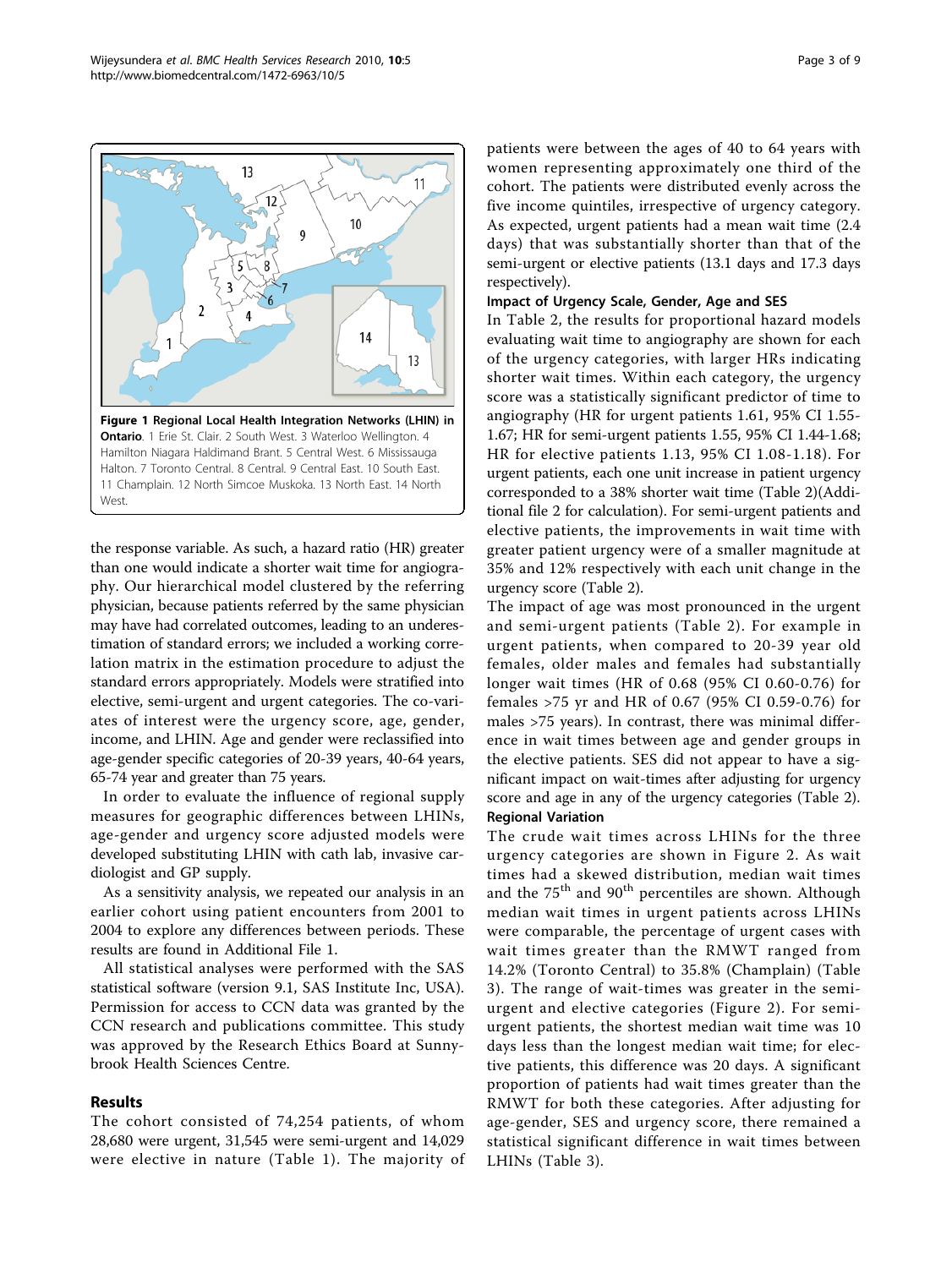**Figure 1 Regional Local Health Integration Networks (LHIN) in Ontario**. 1 Erie St. Clair. 2 South West. 3 Waterloo Wellington. 4 Hamilton Niagara Haldimand Brant. 5 Central West. 6 Mississauga Halton. 7 Toronto Central. 8 Central. 9 Central East. 10 South East. 11 Champlain. 12 North Simcoe Muskoka. 13 North East. 14 North West.

the response variable. As such, a hazard ratio (HR) greater than one would indicate a shorter wait time for angiography. Our hierarchical model clustered by the referring physician, because patients referred by the same physician may have had correlated outcomes, leading to an underestimation of standard errors; we included a working correlation matrix in the estimation procedure to adjust the standard errors appropriately. Models were stratified into elective, semi-urgent and urgent categories. The co-variates of interest were the urgency score, age, gender, income, and LHIN. Age and gender were reclassified into age-gender specific categories of 20-39 years, 40-64 years, 65-74 year and greater than 75 years.

In order to evaluate the influence of regional supply measures for geographic differences between LHINs, age-gender and urgency score adjusted models were developed substituting LHIN with cath lab, invasive cardiologist and GP supply.

As a sensitivity analysis, we repeated our analysis in an earlier cohort using patient encounters from 2001 to 2004 to explore any differences between periods. These results are found in Additional File 1.

All statistical analyses were performed with the SAS statistical software (version 9.1, SAS Institute Inc, USA). Permission for access to CCN data was granted by the CCN research and publications committee. This study was approved by the Research Ethics Board at Sunnybrook Health Sciences Centre.

## Results

The cohort consisted of 74,254 patients, of whom 28,680 were urgent, 31,545 were semi-urgent and 14,029 were elective in nature (Table 1). The majority of patients were between the ages of 40 to 64 years with women representing approximately one third of the cohort. The patients were distributed evenly across the five income quintiles, irrespective of urgency category. As expected, urgent patients had a mean wait time (2.4 days) that was substantially shorter than that of the semi-urgent or elective patients (13.1 days and 17.3 days respectively).

### Impact of Urgency Scale, Gender, Age and SES

In Table 2, the results for proportional hazard models evaluating wait time to angiography are shown for each of the urgency categories, with larger HRs indicating shorter wait times. Within each category, the urgency score was a statistically significant predictor of time to angiography (HR for urgent patients 1.61, 95% CI 1.55-1.67; HR for semi-urgent patients 1.55, 95% CI 1.44-1.68; HR for elective patients 1.13, 95% CI 1.08-1.18). For urgent patients, each one unit increase in patient urgency corresponded to a 38% shorter wait time (Table 2)(Additional file 2 for calculation). For semi-urgent patients and elective patients, the improvements in wait time with greater patient urgency were of a smaller magnitude at 35% and 12% respectively with each unit change in the urgency score (Table 2).

The impact of age was most pronounced in the urgent and semi-urgent patients (Table 2). For example in urgent patients, when compared to 20-39 year old females, older males and females had substantially longer wait times (HR of 0.68 (95% CI 0.60-0.76) for females >75 yr and HR of 0.67 (95% CI 0.59-0.76) for males >75 years). In contrast, there was minimal difference in wait times between age and gender groups in the elective patients. SES did not appear to have a significant impact on wait-times after adjusting for urgency score and age in any of the urgency categories (Table 2).

### Regional Variation

The crude wait times across LHINs for the three urgency categories are shown in Figure 2. As wait times had a skewed distribution, median wait times and the 75[th] and 90[th] percentiles are shown. Although median wait times in urgent patients across LHINs were comparable, the percentage of urgent cases with wait times greater than the RMWT ranged from 14.2% (Toronto Central) to 35.8% (Champlain) (Table 3). The range of wait-times was greater in the semi-urgent and elective categories (Figure 2). For semi-urgent patients, the shortest median wait time was 10 days less than the longest median wait time; for elective patients, this difference was 20 days. A significant proportion of patients had wait times greater than the RMWT for both these categories. After adjusting for age-gender, SES and urgency score, there remained a statistical significant difference in wait times between LHINs (Table 3).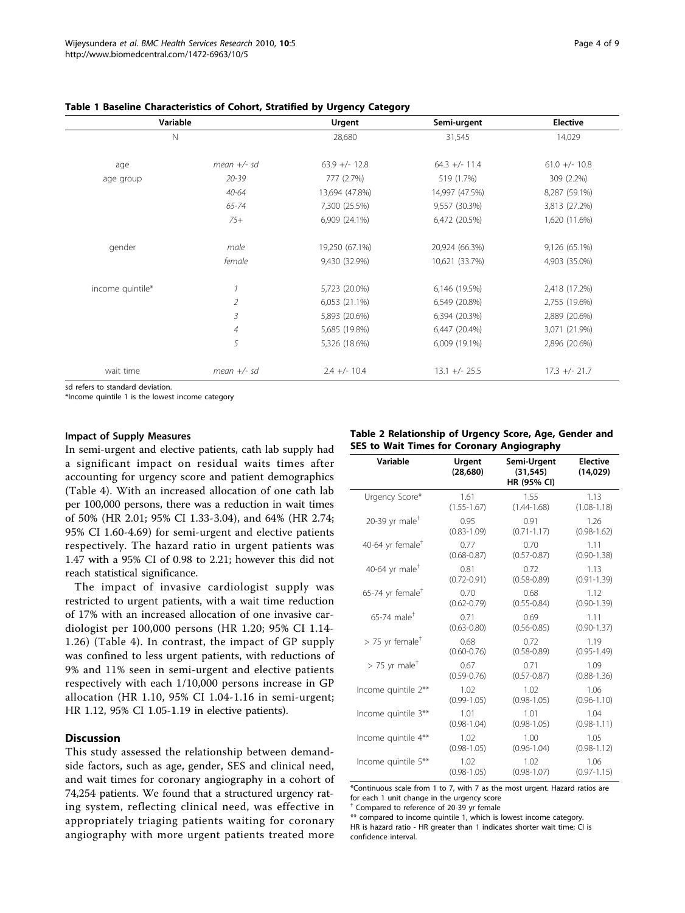**Table 1 Baseline Characteristics of Cohort, Stratified by Urgency Category**

| Variable | | Urgent | Semi-urgent | Elective |
|---|---|---|---|---|
| N | | 28,680 | 31,545 | 14,029 |
| age | *mean +/- sd* | 63.9 +/- 12.8 | 64.3 +/- 11.4 | 61.0 +/- 10.8 |
| age group | *20-39* | 777 (2.7%) | 519 (1.7%) | 309 (2.2%) |
| | *40-64* | 13,694 (47.8%) | 14,997 (47.5%) | 8,287 (59.1%) |
| | *65-74* | 7,300 (25.5%) | 9,557 (30.3%) | 3,813 (27.2%) |
| | *75+* | 6,909 (24.1%) | 6,472 (20.5%) | 1,620 (11.6%) |
| gender | *male* | 19,250 (67.1%) | 20,924 (66.3%) | 9,126 (65.1%) |
| | *female* | 9,430 (32.9%) | 10,621 (33.7%) | 4,903 (35.0%) |
| income quintile* | *1* | 5,723 (20.0%) | 6,146 (19.5%) | 2,418 (17.2%) |
| | *2* | 6,053 (21.1%) | 6,549 (20.8%) | 2,755 (19.6%) |
| | *3* | 5,893 (20.6%) | 6,394 (20.3%) | 2,889 (20.6%) |
| | *4* | 5,685 (19.8%) | 6,447 (20.4%) | 3,071 (21.9%) |
| | *5* | 5,326 (18.6%) | 6,009 (19.1%) | 2,896 (20.6%) |
| wait time | *mean +/- sd* | 2.4 +/- 10.4 | 13.1 +/- 25.5 | 17.3 +/- 21.7 |

sd refers to standard deviation.
*Income quintile 1 is the lowest income category

#### Impact of Supply Measures

In semi-urgent and elective patients, cath lab supply had a significant impact on residual waits times after accounting for urgency score and patient demographics (Table 4). With an increased allocation of one cath lab per 100,000 persons, there was a reduction in wait times of 50% (HR 2.01; 95% CI 1.33-3.04), and 64% (HR 2.74; 95% CI 1.60-4.69) for semi-urgent and elective patients respectively. The hazard ratio in urgent patients was 1.47 with a 95% CI of 0.98 to 2.21; however this did not reach statistical significance.

The impact of invasive cardiologist supply was restricted to urgent patients, with a wait time reduction of 17% with an increased allocation of one invasive cardiologist per 100,000 persons (HR 1.20; 95% CI 1.14-1.26) (Table 4). In contrast, the impact of GP supply was confined to less urgent patients, with reductions of 9% and 11% seen in semi-urgent and elective patients respectively with each 1/10,000 persons increase in GP allocation (HR 1.10, 95% CI 1.04-1.16 in semi-urgent; HR 1.12, 95% CI 1.05-1.19 in elective patients).

## Discussion

This study assessed the relationship between demand-side factors, such as age, gender, SES and clinical need, and wait times for coronary angiography in a cohort of 74,254 patients. We found that a structured urgency rating system, reflecting clinical need, was effective in appropriately triaging patients waiting for coronary angiography with more urgent patients treated more

**Table 2 Relationship of Urgency Score, Age, Gender and SES to Wait Times for Coronary Angiography**

| Variable | Urgent (28,680) | Semi-Urgent (31,545) HR (95% CI) | Elective (14,029) |
|---|---|---|---|
| Urgency Score* | 1.61 (1.55-1.67) | 1.55 (1.44-1.68) | 1.13 (1.08-1.18) |
| 20-39 yr male† | 0.95 (0.83-1.09) | 0.91 (0.71-1.17) | 1.26 (0.98-1.62) |
| 40-64 yr female† | 0.77 (0.68-0.87) | 0.70 (0.57-0.87) | 1.11 (0.90-1.38) |
| 40-64 yr male† | 0.81 (0.72-0.91) | 0.72 (0.58-0.89) | 1.13 (0.91-1.39) |
| 65-74 yr female† | 0.70 (0.62-0.79) | 0.68 (0.55-0.84) | 1.12 (0.90-1.39) |
| 65-74 male† | 0.71 (0.63-0.80) | 0.69 (0.56-0.85) | 1.11 (0.90-1.37) |
| > 75 yr female† | 0.68 (0.60-0.76) | 0.72 (0.58-0.89) | 1.19 (0.95-1.49) |
| > 75 yr male† | 0.67 (0.59-0.76) | 0.71 (0.57-0.87) | 1.09 (0.88-1.36) |
| Income quintile 2** | 1.02 (0.99-1.05) | 1.02 (0.98-1.05) | 1.06 (0.96-1.10) |
| Income quintile 3** | 1.01 (0.98-1.04) | 1.01 (0.98-1.05) | 1.04 (0.98-1.11) |
| Income quintile 4** | 1.02 (0.98-1.05) | 1.00 (0.96-1.04) | 1.05 (0.98-1.12) |
| Income quintile 5** | 1.02 (0.98-1.05) | 1.02 (0.98-1.07) | 1.06 (0.97-1.15) |

*Continuous scale from 1 to 7, with 7 as the most urgent. Hazard ratios are for each 1 unit change in the urgency score
† Compared to reference of 20-39 yr female
** compared to income quintile 1, which is lowest income category.
HR is hazard ratio - HR greater than 1 indicates shorter wait time; CI is confidence interval.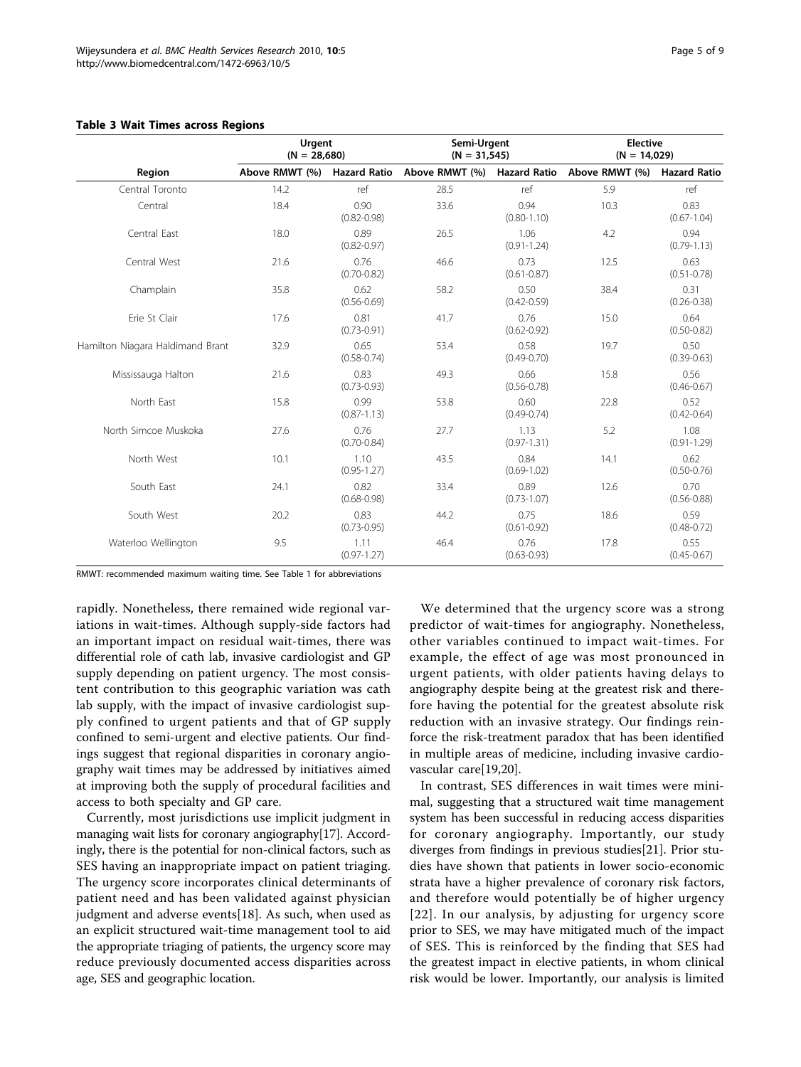**Table 3 Wait Times across Regions**

| | Urgent (N = 28,680) | | Semi-Urgent (N = 31,545) | | Elective (N = 14,029) | |
|---|---|---|---|---|---|---|
| Region | Above RMWT (%) | Hazard Ratio | Above RMWT (%) | Hazard Ratio | Above RMWT (%) | Hazard Ratio |
| Central Toronto | 14.2 | ref | 28.5 | ref | 5.9 | ref |
| Central | 18.4 | 0.90 (0.82-0.98) | 33.6 | 0.94 (0.80-1.10) | 10.3 | 0.83 (0.67-1.04) |
| Central East | 18.0 | 0.89 (0.82-0.97) | 26.5 | 1.06 (0.91-1.24) | 4.2 | 0.94 (0.79-1.13) |
| Central West | 21.6 | 0.76 (0.70-0.82) | 46.6 | 0.73 (0.61-0.87) | 12.5 | 0.63 (0.51-0.78) |
| Champlain | 35.8 | 0.62 (0.56-0.69) | 58.2 | 0.50 (0.42-0.59) | 38.4 | 0.31 (0.26-0.38) |
| Erie St Clair | 17.6 | 0.81 (0.73-0.91) | 41.7 | 0.76 (0.62-0.92) | 15.0 | 0.64 (0.50-0.82) |
| Hamilton Niagara Haldimand Brant | 32.9 | 0.65 (0.58-0.74) | 53.4 | 0.58 (0.49-0.70) | 19.7 | 0.50 (0.39-0.63) |
| Mississauga Halton | 21.6 | 0.83 (0.73-0.93) | 49.3 | 0.66 (0.56-0.78) | 15.8 | 0.56 (0.46-0.67) |
| North East | 15.8 | 0.99 (0.87-1.13) | 53.8 | 0.60 (0.49-0.74) | 22.8 | 0.52 (0.42-0.64) |
| North Simcoe Muskoka | 27.6 | 0.76 (0.70-0.84) | 27.7 | 1.13 (0.97-1.31) | 5.2 | 1.08 (0.91-1.29) |
| North West | 10.1 | 1.10 (0.95-1.27) | 43.5 | 0.84 (0.69-1.02) | 14.1 | 0.62 (0.50-0.76) |
| South East | 24.1 | 0.82 (0.68-0.98) | 33.4 | 0.89 (0.73-1.07) | 12.6 | 0.70 (0.56-0.88) |
| South West | 20.2 | 0.83 (0.73-0.95) | 44.2 | 0.75 (0.61-0.92) | 18.6 | 0.59 (0.48-0.72) |
| Waterloo Wellington | 9.5 | 1.11 (0.97-1.27) | 46.4 | 0.76 (0.63-0.93) | 17.8 | 0.55 (0.45-0.67) |

RMWT: recommended maximum waiting time. See Table 1 for abbreviations

rapidly. Nonetheless, there remained wide regional variations in wait-times. Although supply-side factors had an important impact on residual wait-times, there was differential role of cath lab, invasive cardiologist and GP supply depending on patient urgency. The most consistent contribution to this geographic variation was cath lab supply, with the impact of invasive cardiologist supply confined to urgent patients and that of GP supply confined to semi-urgent and elective patients. Our findings suggest that regional disparities in coronary angiography wait times may be addressed by initiatives aimed at improving both the supply of procedural facilities and access to both specialty and GP care.

Currently, most jurisdictions use implicit judgment in managing wait lists for coronary angiography[17]. Accordingly, there is the potential for non-clinical factors, such as SES having an inappropriate impact on patient triaging. The urgency score incorporates clinical determinants of patient need and has been validated against physician judgment and adverse events[18]. As such, when used as an explicit structured wait-time management tool to aid the appropriate triaging of patients, the urgency score may reduce previously documented access disparities across age, SES and geographic location.

We determined that the urgency score was a strong predictor of wait-times for angiography. Nonetheless, other variables continued to impact wait-times. For example, the effect of age was most pronounced in urgent patients, with older patients having delays to angiography despite being at the greatest risk and therefore having the potential for the greatest absolute risk reduction with an invasive strategy. Our findings reinforce the risk-treatment paradox that has been identified in multiple areas of medicine, including invasive cardiovascular care[19,20].

In contrast, SES differences in wait times were minimal, suggesting that a structured wait time management system has been successful in reducing access disparities for coronary angiography. Importantly, our study diverges from findings in previous studies[21]. Prior studies have shown that patients in lower socio-economic strata have a higher prevalence of coronary risk factors, and therefore would potentially be of higher urgency [22]. In our analysis, by adjusting for urgency score prior to SES, we may have mitigated much of the impact of SES. This is reinforced by the finding that SES had the greatest impact in elective patients, in whom clinical risk would be lower. Importantly, our analysis is limited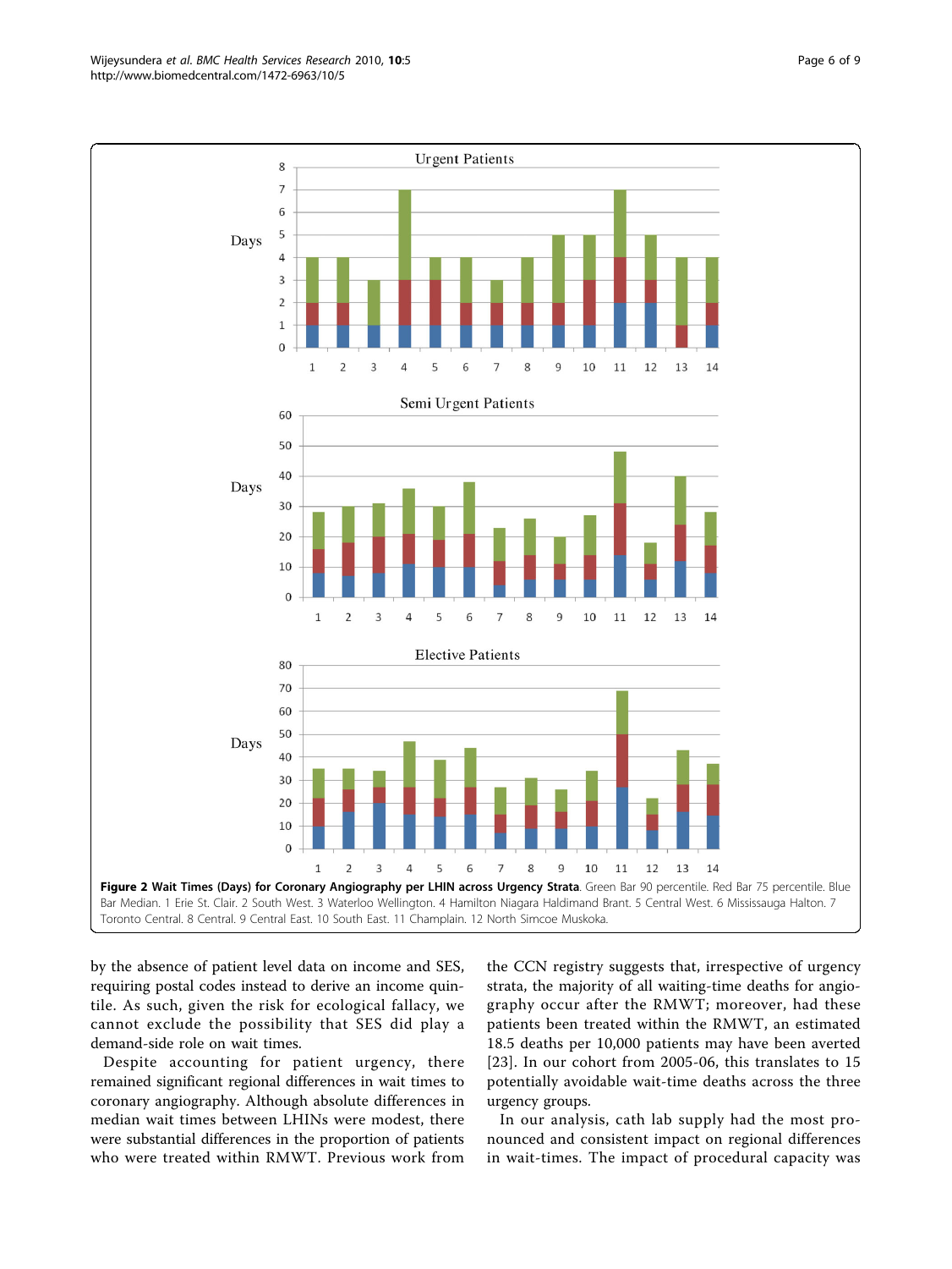**Figure 2 Wait Times (Days) for Coronary Angiography per LHIN across Urgency Strata**. Green Bar 90 percentile. Red Bar 75 percentile. Blue Bar Median. 1 Erie St. Clair. 2 South West. 3 Waterloo Wellington. 4 Hamilton Niagara Haldimand Brant. 5 Central West. 6 Mississauga Halton. 7 Toronto Central. 8 Central. 9 Central East. 10 South East. 11 Champlain. 12 North Simcoe Muskoka.

by the absence of patient level data on income and SES, requiring postal codes instead to derive an income quintile. As such, given the risk for ecological fallacy, we cannot exclude the possibility that SES did play a demand-side role on wait times.

Despite accounting for patient urgency, there remained significant regional differences in wait times to coronary angiography. Although absolute differences in median wait times between LHINs were modest, there were substantial differences in the proportion of patients who were treated within RMWT. Previous work from the CCN registry suggests that, irrespective of urgency strata, the majority of all waiting-time deaths for angiography occur after the RMWT; moreover, had these patients been treated within the RMWT, an estimated 18.5 deaths per 10,000 patients may have been averted [23]. In our cohort from 2005-06, this translates to 15 potentially avoidable wait-time deaths across the three urgency groups.

In our analysis, cath lab supply had the most pronounced and consistent impact on regional differences in wait-times. The impact of procedural capacity was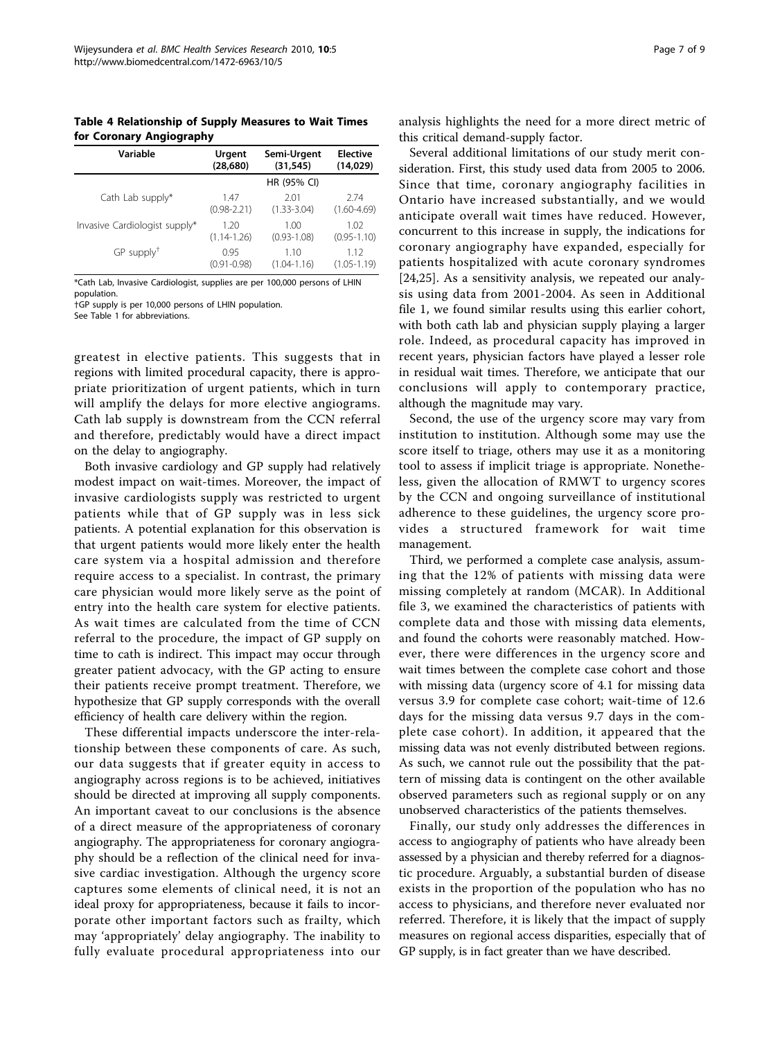**Table 4 Relationship of Supply Measures to Wait Times for Coronary Angiography**

| Variable | Urgent (28,680) | Semi-Urgent (31,545) | Elective (14,029) |
|---|---|---|---|
| | | HR (95% CI) | |
| Cath Lab supply* | 1.47 (0.98-2.21) | 2.01 (1.33-3.04) | 2.74 (1.60-4.69) |
| Invasive Cardiologist supply* | 1.20 (1.14-1.26) | 1.00 (0.93-1.08) | 1.02 (0.95-1.10) |
| GP supply† | 0.95 (0.91-0.98) | 1.10 (1.04-1.16) | 1.12 (1.05-1.19) |

*Cath Lab, Invasive Cardiologist, supplies are per 100,000 persons of LHIN population.
†GP supply is per 10,000 persons of LHIN population.
See Table 1 for abbreviations.

greatest in elective patients. This suggests that in regions with limited procedural capacity, there is appropriate prioritization of urgent patients, which in turn will amplify the delays for more elective angiograms. Cath lab supply is downstream from the CCN referral and therefore, predictably would have a direct impact on the delay to angiography.

Both invasive cardiology and GP supply had relatively modest impact on wait-times. Moreover, the impact of invasive cardiologists supply was restricted to urgent patients while that of GP supply was in less sick patients. A potential explanation for this observation is that urgent patients would more likely enter the health care system via a hospital admission and therefore require access to a specialist. In contrast, the primary care physician would more likely serve as the point of entry into the health care system for elective patients. As wait times are calculated from the time of CCN referral to the procedure, the impact of GP supply on time to cath is indirect. This impact may occur through greater patient advocacy, with the GP acting to ensure their patients receive prompt treatment. Therefore, we hypothesize that GP supply corresponds with the overall efficiency of health care delivery within the region.

These differential impacts underscore the inter-relationship between these components of care. As such, our data suggests that if greater equity in access to angiography across regions is to be achieved, initiatives should be directed at improving all supply components. An important caveat to our conclusions is the absence of a direct measure of the appropriateness of coronary angiography. The appropriateness for coronary angiography should be a reflection of the clinical need for invasive cardiac investigation. Although the urgency score captures some elements of clinical need, it is not an ideal proxy for appropriateness, because it fails to incorporate other important factors such as frailty, which may 'appropriately' delay angiography. The inability to fully evaluate procedural appropriateness into our analysis highlights the need for a more direct metric of this critical demand-supply factor.

Several additional limitations of our study merit consideration. First, this study used data from 2005 to 2006. Since that time, coronary angiography facilities in Ontario have increased substantially, and we would anticipate overall wait times have reduced. However, concurrent to this increase in supply, the indications for coronary angiography have expanded, especially for patients hospitalized with acute coronary syndromes [24,25]. As a sensitivity analysis, we repeated our analysis using data from 2001-2004. As seen in Additional file 1, we found similar results using this earlier cohort, with both cath lab and physician supply playing a larger role. Indeed, as procedural capacity has improved in recent years, physician factors have played a lesser role in residual wait times. Therefore, we anticipate that our conclusions will apply to contemporary practice, although the magnitude may vary.

Second, the use of the urgency score may vary from institution to institution. Although some may use the score itself to triage, others may use it as a monitoring tool to assess if implicit triage is appropriate. Nonetheless, given the allocation of RMWT to urgency scores by the CCN and ongoing surveillance of institutional adherence to these guidelines, the urgency score provides a structured framework for wait time management.

Third, we performed a complete case analysis, assuming that the 12% of patients with missing data were missing completely at random (MCAR). In Additional file 3, we examined the characteristics of patients with complete data and those with missing data elements, and found the cohorts were reasonably matched. However, there were differences in the urgency score and wait times between the complete case cohort and those with missing data (urgency score of 4.1 for missing data versus 3.9 for complete case cohort; wait-time of 12.6 days for the missing data versus 9.7 days in the complete case cohort). In addition, it appeared that the missing data was not evenly distributed between regions. As such, we cannot rule out the possibility that the pattern of missing data is contingent on the other available observed parameters such as regional supply or on any unobserved characteristics of the patients themselves.

Finally, our study only addresses the differences in access to angiography of patients who have already been assessed by a physician and thereby referred for a diagnostic procedure. Arguably, a substantial burden of disease exists in the proportion of the population who has no access to physicians, and therefore never evaluated nor referred. Therefore, it is likely that the impact of supply measures on regional access disparities, especially that of GP supply, is in fact greater than we have described.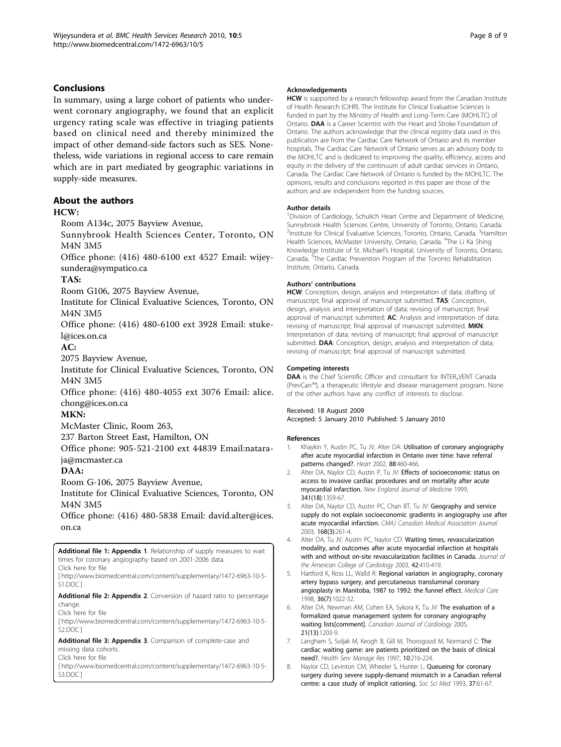## Conclusions

In summary, using a large cohort of patients who underwent coronary angiography, we found that an explicit urgency rating scale was effective in triaging patients based on clinical need and thereby minimized the impact of other demand-side factors such as SES. Nonetheless, wide variations in regional access to care remain which are in part mediated by geographic variations in supply-side measures.

## About the authors

### HCW:

Room A134c, 2075 Bayview Avenue,

Sunnybrook Health Sciences Center, Toronto, ON M4N 3M5

Office phone: (416) 480-6100 ext 4527 Email: wijeysundera@sympatico.ca

### TAS:

Room G106, 2075 Bayview Avenue,

Institute for Clinical Evaluative Sciences, Toronto, ON M4N 3M5

Office phone: (416) 480-6100 ext 3928 Email: stukel@ices.on.ca

### AC:

2075 Bayview Avenue,

Institute for Clinical Evaluative Sciences, Toronto, ON M4N 3M5

Office phone: (416) 480-4055 ext 3076 Email: alice.chong@ices.on.ca

### MKN:

McMaster Clinic, Room 263,

237 Barton Street East, Hamilton, ON

Office phone: 905-521-2100 ext 44839 Email:nataraja@mcmaster.ca

### DAA:

Room G-106, 2075 Bayview Avenue,

Institute for Clinical Evaluative Sciences, Toronto, ON M4N 3M5

Office phone: (416) 480-5838 Email: david.alter@ices.on.ca

**Additional file 1: Appendix 1**. Relationship of supply measures to wait times for coronary angiography based on 2001-2006 data.
Click here for file
[ http://www.biomedcentral.com/content/supplementary/1472-6963-10-5-S1.DOC ]

**Additional file 2: Appendix 2**. Conversion of hazard ratio to percentage change.
Click here for file
[ http://www.biomedcentral.com/content/supplementary/1472-6963-10-5-S2.DOC ]

**Additional file 3: Appendix 3**. Comparison of complete-case and missing data cohorts.
Click here for file
[ http://www.biomedcentral.com/content/supplementary/1472-6963-10-5-S3.DOC ]

#### Acknowledgements

**HCW** is supported by a research fellowship award from the Canadian Institute of Health Research (CIHR). The Institute for Clinical Evaluative Sciences is funded in part by the Ministry of Health and Long-Term Care (MOHLTC) of Ontario. **DAA** is a Career Scientist with the Heart and Stroke Foundation of Ontario. The authors acknowledge that the clinical registry data used in this publication are from the Cardiac Care Network of Ontario and its member hospitals. The Cardiac Care Network of Ontario serves as an advisory body to the MOHLTC and is dedicated to improving the quality, efficiency, access and equity in the delivery of the continuum of adult cardiac services in Ontario, Canada. The Cardiac Care Network of Ontario is funded by the MOHLTC. The opinions, results and conclusions reported in this paper are those of the authors and are independent from the funding sources.

#### Author details

[1]Division of Cardiology, Schulich Heart Centre and Department of Medicine, Sunnybrook Health Sciences Centre, University of Toronto, Ontario, Canada. [2]Institute for Clinical Evaluative Sciences, Toronto, Ontario, Canada. [3]Hamilton Health Sciences, McMaster University, Ontario, Canada. [4]The Li Ka Shing Knowledge Institute of St. Michael's Hospital, University of Toronto, Ontario, Canada. [5]The Cardiac Prevention Program of the Toronto Rehabilitation Institute, Ontario, Canada.

#### Authors' contributions

**HCW**: Conception, design, analysis and interpretation of data; drafting of manuscript; final approval of manuscript submitted. **TAS**: Conception, design, analysis and interpretation of data; revising of manuscript; final approval of manuscript submitted; **AC**: Analysis and interpretation of data; revising of manuscript; final approval of manuscript submitted. **MKN**: Interpretation of data; revising of manuscript; final approval of manuscript submitted. **DAA**: Conception, design, analysis and interpretation of data; revising of manuscript; final approval of manuscript submitted.

#### Competing interests

**DAA** is the Chief Scientific Officer and consultant for INTER$_x$VENT Canada (PrevCan™), a therapeutic lifestyle and disease management program. None of the other authors have any conflict of interests to disclose.

Received: 18 August 2009
Accepted: 5 January 2010 Published: 5 January 2010

#### References

1. Khaykin Y, Austin PC, Tu JV, Alter DA: **Utilisation of coronary angiography after acute myocardial infarction in Ontario over time: have referral patterns changed?**. *Heart* 2002, **88**:460-466.
2. Alter DA, Naylor CD, Austin P, Tu JV: **Effects of socioeconomic status on access to invasive cardiac procedures and on mortality after acute myocardial infarction.** *New England Journal of Medicine* 1999, **341(18)**:1359-67.
3. Alter DA, Naylor CD, Austin PC, Chan BT, Tu JV: **Geography and service supply do not explain socioeconomic gradients in angiography use after acute myocardial infarction.** *CMAJ Canadian Medical Association Journal* 2003, **168(3)**:261-4.
4. Alter DA, Tu JV, Austin PC, Naylor CD: **Waiting times, revascularization modality, and outcomes after acute myocardial infarction at hospitals with and without on-site revascularization facilities in Canada.** *Journal of the American College of Cardiology* 2003, **42**:410-419.
5. Hartford K, Ross LL, Walld R: **Regional variation in angiography, coronary artery bypass surgery, and percutaneous transluminal coronary angioplasty in Manitoba, 1987 to 1992: the funnel effect.** *Medical Care* 1998, **36(7)**:1022-32.
6. Alter DA, Newman AM, Cohen EA, Sykora K, Tu JV: **The evaluation of a formalized queue management system for coronary angiography waiting lists[comment].** *Canadian Journal of Cardiology* 2005, **21(13)**:1203-9.
7. Langham S, Soljak M, Keogh B, Gill M, Thorogood M, Normand C: **The cardiac waiting game: are patients prioritized on the basis of clinical need?.** *Health Serv Manage Res* 1997, **10**:216-224.
8. Naylor CD, Levinton CM, Wheeler S, Hunter L: **Queueing for coronary surgery during severe supply-demand mismatch in a Canadian referral centre: a case study of implicit rationing.** *Soc Sci Med* 1993, **37**:61-67.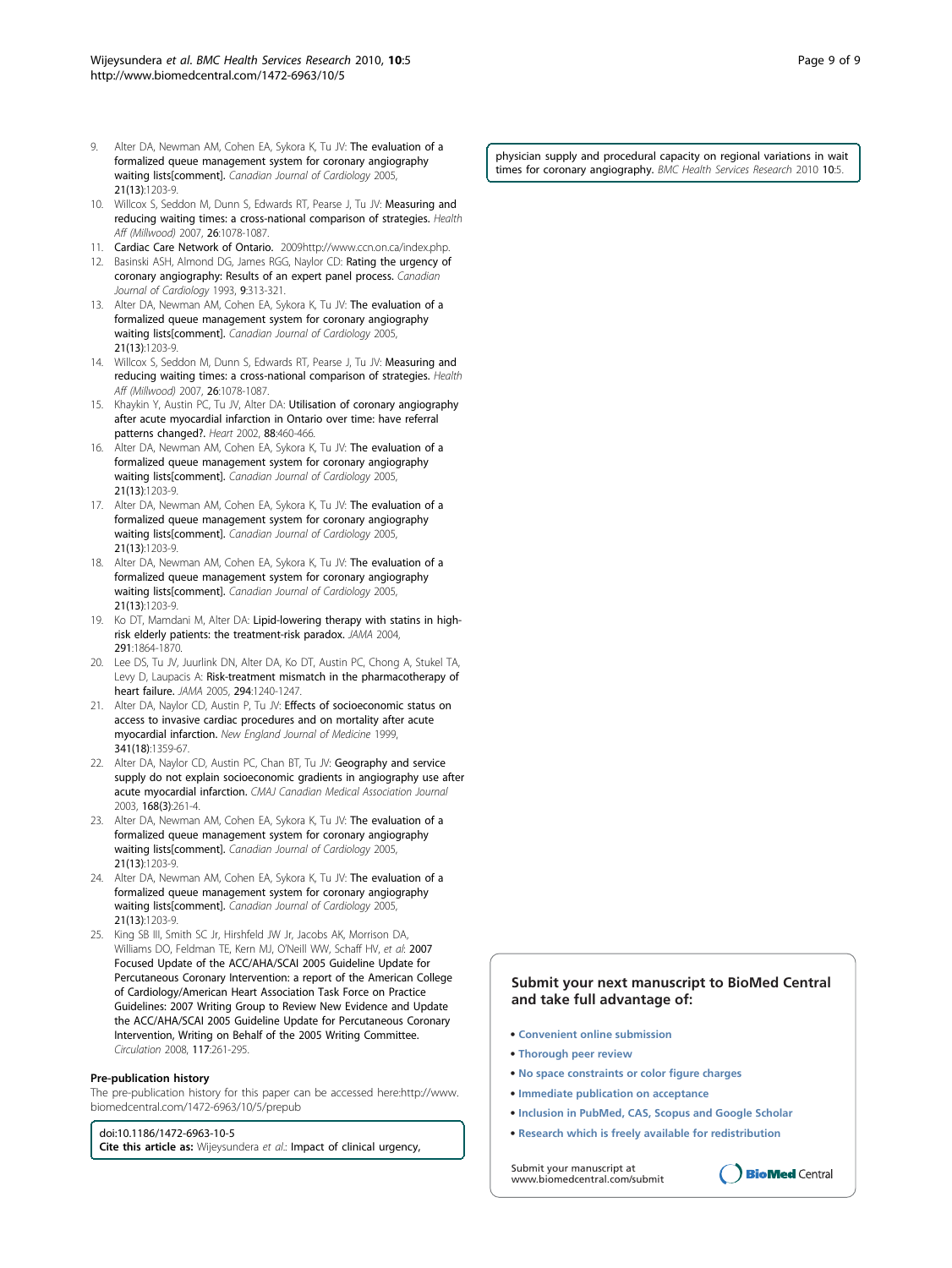9. Alter DA, Newman AM, Cohen EA, Sykora K, Tu JV: **The evaluation of a formalized queue management system for coronary angiography waiting lists[comment].** *Canadian Journal of Cardiology* 2005, **21(13)**:1203-9.
10. Willcox S, Seddon M, Dunn S, Edwards RT, Pearse J, Tu JV: **Measuring and reducing waiting times: a cross-national comparison of strategies.** *Health Aff (Millwood)* 2007, **26**:1078-1087.
11. Cardiac Care Network of Ontario. 2009http://www.ccn.on.ca/index.php.
12. Basinski ASH, Almond DG, James RGG, Naylor CD: **Rating the urgency of coronary angiography: Results of an expert panel process.** *Canadian Journal of Cardiology* 1993, **9**:313-321.
13. Alter DA, Newman AM, Cohen EA, Sykora K, Tu JV: **The evaluation of a formalized queue management system for coronary angiography waiting lists[comment].** *Canadian Journal of Cardiology* 2005, **21(13)**:1203-9.
14. Willcox S, Seddon M, Dunn S, Edwards RT, Pearse J, Tu JV: **Measuring and reducing waiting times: a cross-national comparison of strategies.** *Health Aff (Millwood)* 2007, **26**:1078-1087.
15. Khaykin Y, Austin PC, Tu JV, Alter DA: **Utilisation of coronary angiography after acute myocardial infarction in Ontario over time: have referral patterns changed?.** *Heart* 2002, **88**:460-466.
16. Alter DA, Newman AM, Cohen EA, Sykora K, Tu JV: **The evaluation of a formalized queue management system for coronary angiography waiting lists[comment].** *Canadian Journal of Cardiology* 2005, **21(13)**:1203-9.
17. Alter DA, Newman AM, Cohen EA, Sykora K, Tu JV: **The evaluation of a formalized queue management system for coronary angiography waiting lists[comment].** *Canadian Journal of Cardiology* 2005, **21(13)**:1203-9.
18. Alter DA, Newman AM, Cohen EA, Sykora K, Tu JV: **The evaluation of a formalized queue management system for coronary angiography waiting lists[comment].** *Canadian Journal of Cardiology* 2005, **21(13)**:1203-9.
19. Ko DT, Mamdani M, Alter DA: **Lipid-lowering therapy with statins in high-risk elderly patients: the treatment-risk paradox.** *JAMA* 2004, **291**:1864-1870.
20. Lee DS, Tu JV, Juurlink DN, Alter DA, Ko DT, Austin PC, Chong A, Stukel TA, Levy D, Laupacis A: **Risk-treatment mismatch in the pharmacotherapy of heart failure.** *JAMA* 2005, **294**:1240-1247.
21. Alter DA, Naylor CD, Austin P, Tu JV: **Effects of socioeconomic status on access to invasive cardiac procedures and on mortality after acute myocardial infarction.** *New England Journal of Medicine* 1999, **341(18)**:1359-67.
22. Alter DA, Naylor CD, Austin PC, Chan BT, Tu JV: **Geography and service supply do not explain socioeconomic gradients in angiography use after acute myocardial infarction.** *CMAJ Canadian Medical Association Journal* 2003, **168(3)**:261-4.
23. Alter DA, Newman AM, Cohen EA, Sykora K, Tu JV: **The evaluation of a formalized queue management system for coronary angiography waiting lists[comment].** *Canadian Journal of Cardiology* 2005, **21(13)**:1203-9.
24. Alter DA, Newman AM, Cohen EA, Sykora K, Tu JV: **The evaluation of a formalized queue management system for coronary angiography waiting lists[comment].** *Canadian Journal of Cardiology* 2005, **21(13)**:1203-9.
25. King SB III, Smith SC Jr, Hirshfeld JW Jr, Jacobs AK, Morrison DA, Williams DO, Feldman TE, Kern MJ, O'Neill WW, Schaff HV, *et al*: **2007 Focused Update of the ACC/AHA/SCAI 2005 Guideline Update for Percutaneous Coronary Intervention: a report of the American College of Cardiology/American Heart Association Task Force on Practice Guidelines: 2007 Writing Group to Review New Evidence and Update the ACC/AHA/SCAI 2005 Guideline Update for Percutaneous Coronary Intervention, Writing on Behalf of the 2005 Writing Committee.** *Circulation* 2008, **117**:261-295.

### Pre-publication history

The pre-publication history for this paper can be accessed here:http://www.biomedcentral.com/1472-6963/10/5/prepub

doi:10.1186/1472-6963-10-5
**Cite this article as:** Wijeysundera *et al.*: Impact of clinical urgency, physician supply and procedural capacity on regional variations in wait times for coronary angiography. *BMC Health Services Research* 2010 **10**:5.

**Submit your next manuscript to BioMed Central and take full advantage of:**

- **Convenient online submission**
- **Thorough peer review**
- **No space constraints or color figure charges**
- **Immediate publication on acceptance**
- **Inclusion in PubMed, CAS, Scopus and Google Scholar**
- **Research which is freely available for redistribution**

Submit your manuscript at
www.biomedcentral.com/submit

BioMed Central